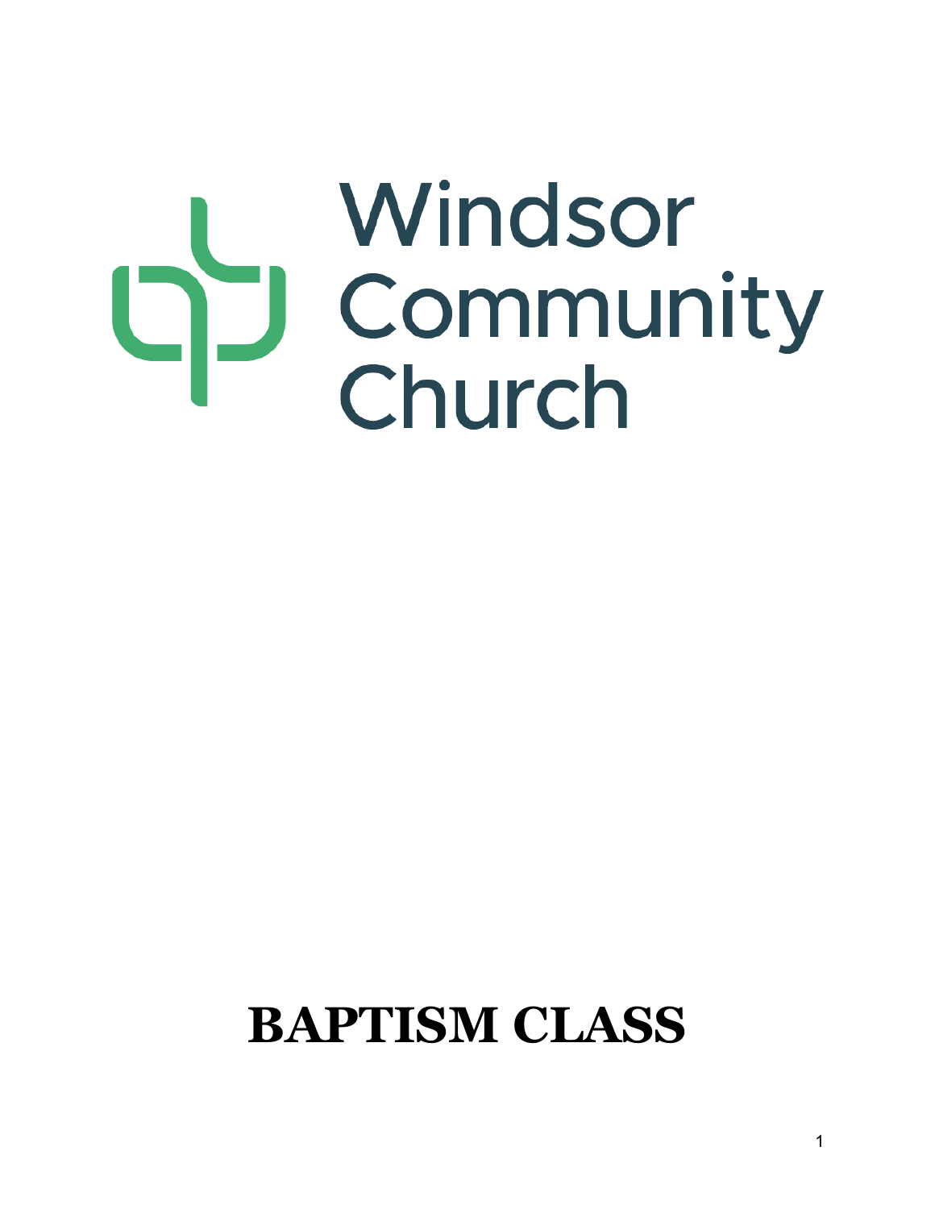Windsor Community Church

# BAPTISM CLASS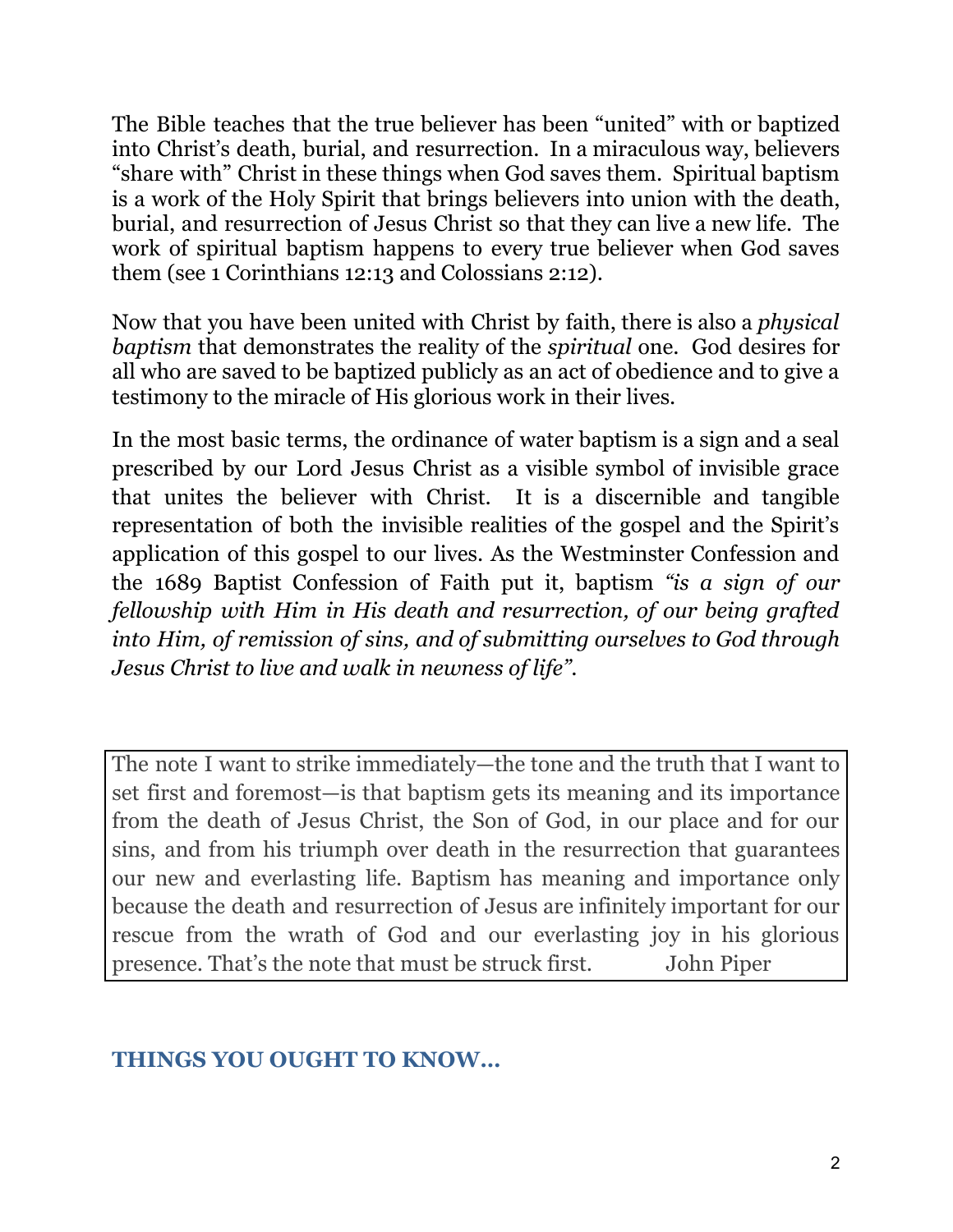The Bible teaches that the true believer has been "united" with or baptized into Christ's death, burial, and resurrection. In a miraculous way, believers "share with" Christ in these things when God saves them. Spiritual baptism is a work of the Holy Spirit that brings believers into union with the death, burial, and resurrection of Jesus Christ so that they can live a new life. The work of spiritual baptism happens to every true believer when God saves them (see 1 Corinthians 12:13 and Colossians 2:12).

Now that you have been united with Christ by faith, there is also a *physical baptism* that demonstrates the reality of the *spiritual* one. God desires for all who are saved to be baptized publicly as an act of obedience and to give a testimony to the miracle of His glorious work in their lives.

In the most basic terms, the ordinance of water baptism is a sign and a seal prescribed by our Lord Jesus Christ as a visible symbol of invisible grace that unites the believer with Christ. It is a discernible and tangible representation of both the invisible realities of the gospel and the Spirit's application of this gospel to our lives. As the Westminster Confession and the 1689 Baptist Confession of Faith put it, baptism *"is a sign of our fellowship with Him in His death and resurrection, of our being grafted into Him, of remission of sins, and of submitting ourselves to God through Jesus Christ to live and walk in newness of life"*.

> The note I want to strike immediately—the tone and the truth that I want to set first and foremost—is that baptism gets its meaning and its importance from the death of Jesus Christ, the Son of God, in our place and for our sins, and from his triumph over death in the resurrection that guarantees our new and everlasting life. Baptism has meaning and importance only because the death and resurrection of Jesus are infinitely important for our rescue from the wrath of God and our everlasting joy in his glorious presence. That's the note that must be struck first. John Piper

## THINGS YOU OUGHT TO KNOW…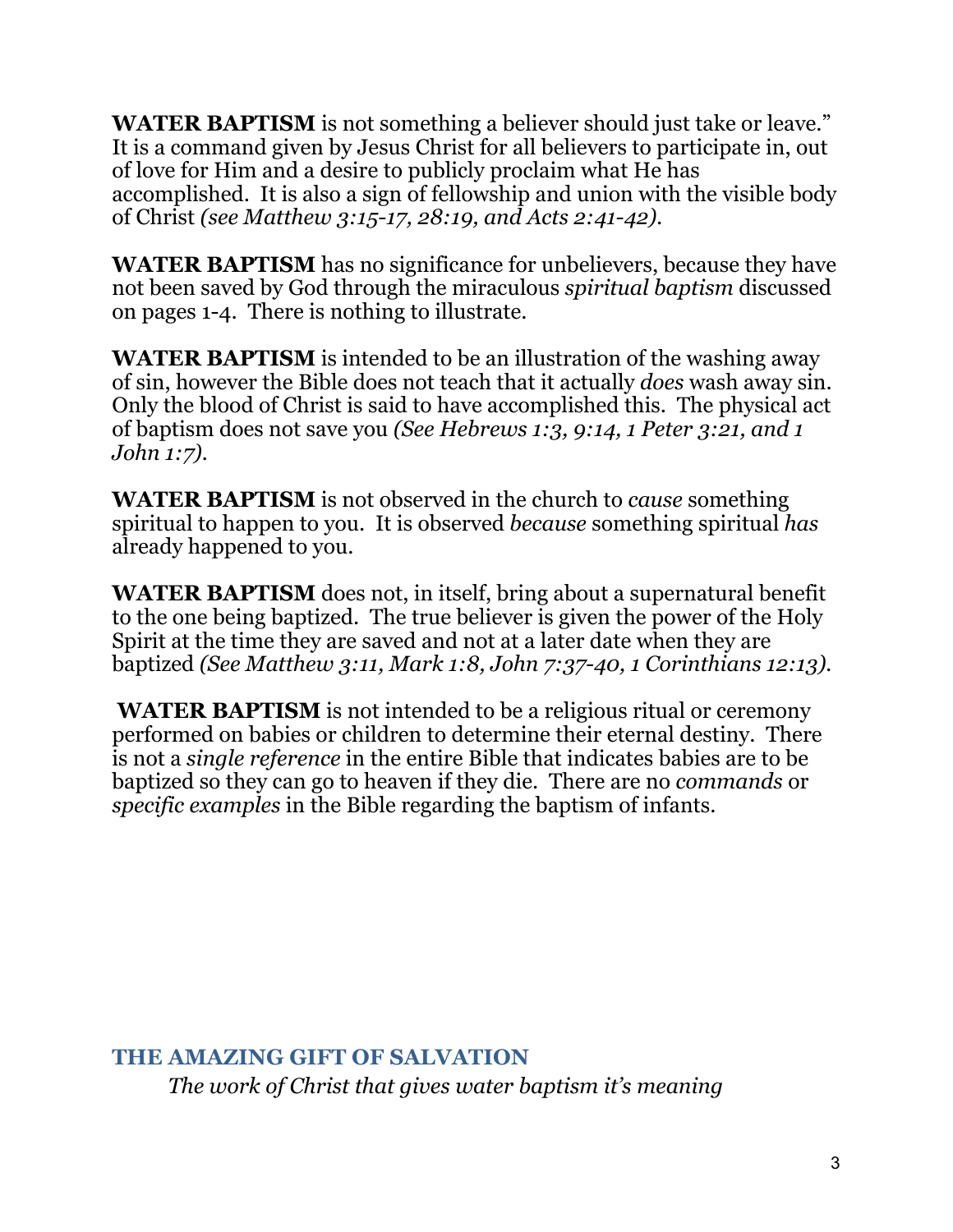**WATER BAPTISM** is not something a believer should just take or leave." It is a command given by Jesus Christ for all believers to participate in, out of love for Him and a desire to publicly proclaim what He has accomplished. It is also a sign of fellowship and union with the visible body of Christ *(see Matthew 3:15-17, 28:19, and Acts 2:41-42).*

**WATER BAPTISM** has no significance for unbelievers, because they have not been saved by God through the miraculous *spiritual baptism* discussed on pages 1-4. There is nothing to illustrate.

**WATER BAPTISM** is intended to be an illustration of the washing away of sin, however the Bible does not teach that it actually *does* wash away sin. Only the blood of Christ is said to have accomplished this. The physical act of baptism does not save you *(See Hebrews 1:3, 9:14, 1 Peter 3:21, and 1 John 1:7).*

**WATER BAPTISM** is not observed in the church to *cause* something spiritual to happen to you. It is observed *because* something spiritual *has* already happened to you.

**WATER BAPTISM** does not, in itself, bring about a supernatural benefit to the one being baptized. The true believer is given the power of the Holy Spirit at the time they are saved and not at a later date when they are baptized *(See Matthew 3:11, Mark 1:8, John 7:37-40, 1 Corinthians 12:13).*

**WATER BAPTISM** is not intended to be a religious ritual or ceremony performed on babies or children to determine their eternal destiny. There is not a *single reference* in the entire Bible that indicates babies are to be baptized so they can go to heaven if they die. There are no *commands* or *specific examples* in the Bible regarding the baptism of infants.

## THE AMAZING GIFT OF SALVATION

*The work of Christ that gives water baptism it's meaning*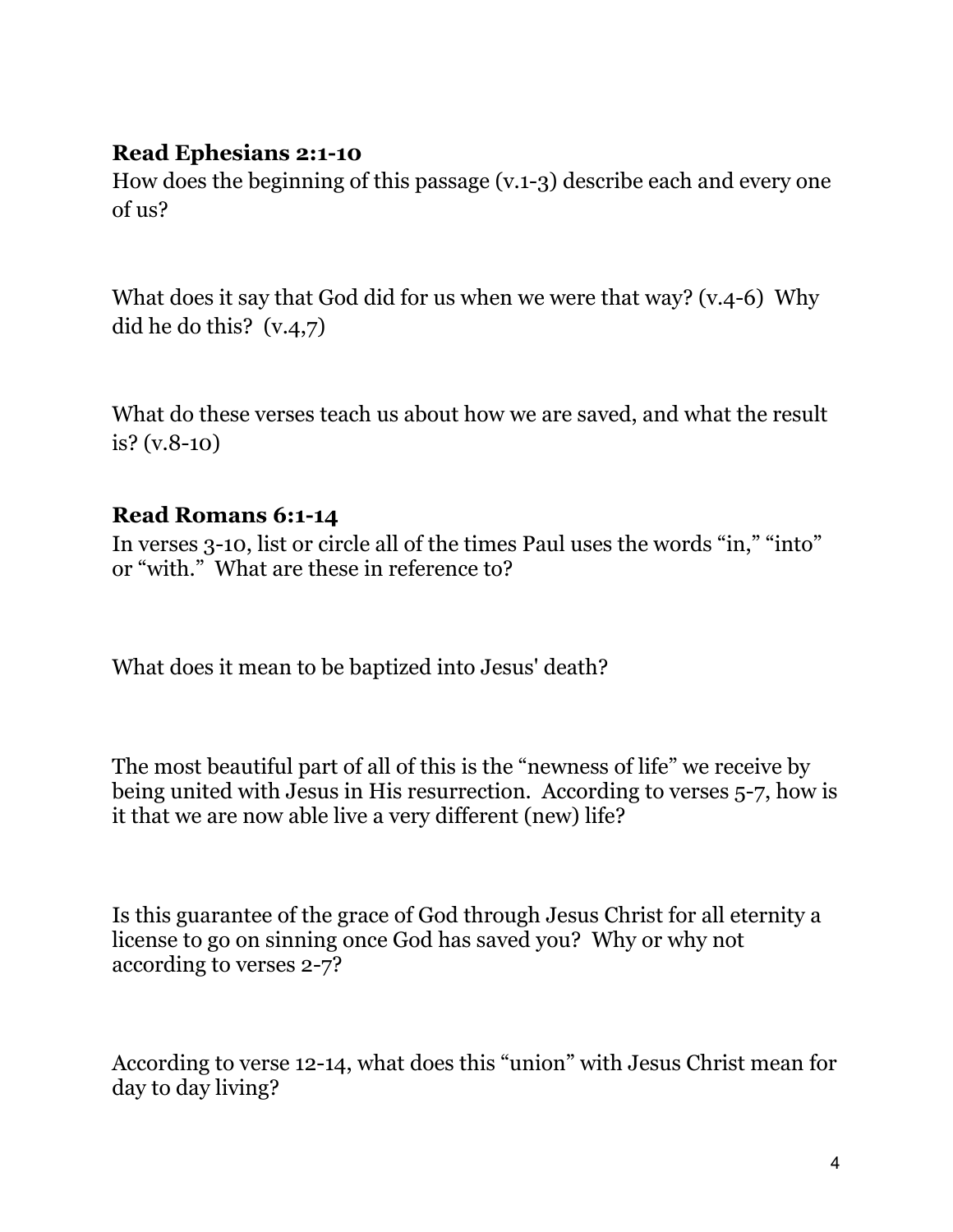**Read Ephesians 2:1-10**

How does the beginning of this passage (v.1-3) describe each and every one of us?

What does it say that God did for us when we were that way? (v.4-6) Why did he do this? (v.4,7)

What do these verses teach us about how we are saved, and what the result is? (v.8-10)

**Read Romans 6:1-14**

In verses 3-10, list or circle all of the times Paul uses the words "in," "into" or "with." What are these in reference to?

What does it mean to be baptized into Jesus' death?

The most beautiful part of all of this is the "newness of life" we receive by being united with Jesus in His resurrection. According to verses 5-7, how is it that we are now able live a very different (new) life?

Is this guarantee of the grace of God through Jesus Christ for all eternity a license to go on sinning once God has saved you? Why or why not according to verses 2-7?

According to verse 12-14, what does this "union" with Jesus Christ mean for day to day living?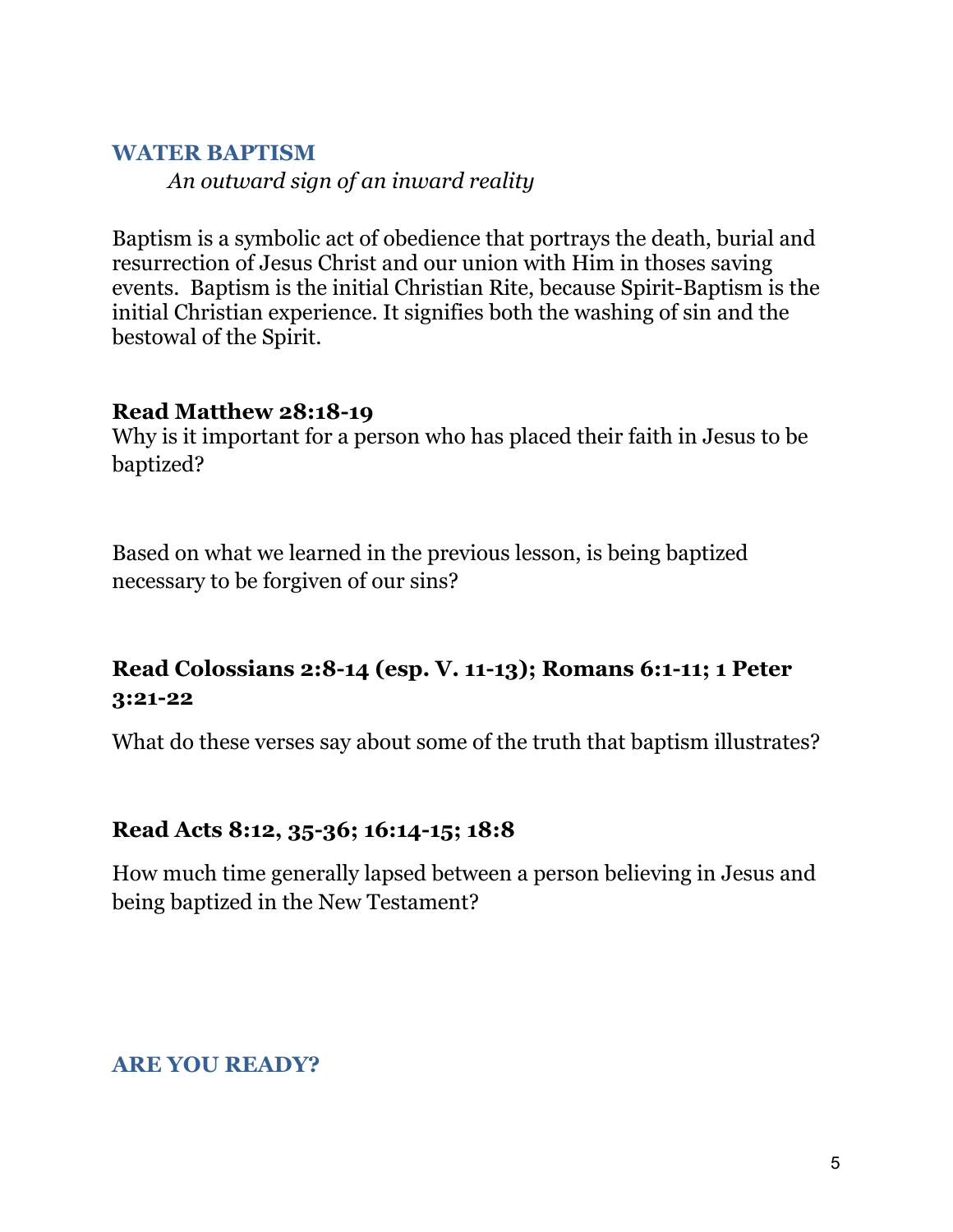## WATER BAPTISM

*An outward sign of an inward reality*

Baptism is a symbolic act of obedience that portrays the death, burial and resurrection of Jesus Christ and our union with Him in thoses saving events. Baptism is the initial Christian Rite, because Spirit-Baptism is the initial Christian experience. It signifies both the washing of sin and the bestowal of the Spirit.

**Read Matthew 28:18-19**

Why is it important for a person who has placed their faith in Jesus to be baptized?

Based on what we learned in the previous lesson, is being baptized necessary to be forgiven of our sins?

**Read Colossians 2:8-14 (esp. V. 11-13); Romans 6:1-11; 1 Peter 3:21-22**

What do these verses say about some of the truth that baptism illustrates?

**Read Acts 8:12, 35-36; 16:14-15; 18:8**

How much time generally lapsed between a person believing in Jesus and being baptized in the New Testament?

## ARE YOU READY?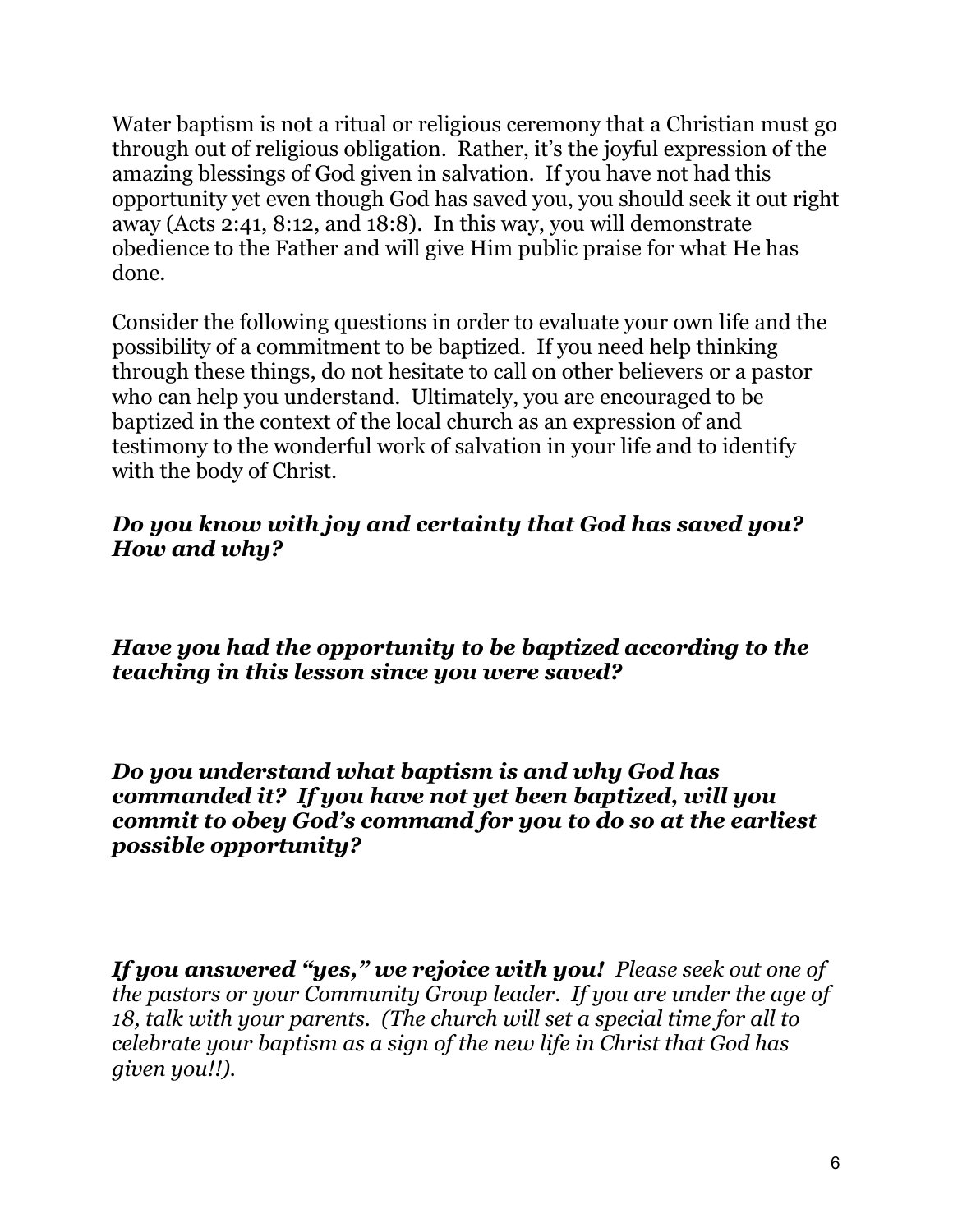Water baptism is not a ritual or religious ceremony that a Christian must go through out of religious obligation. Rather, it's the joyful expression of the amazing blessings of God given in salvation. If you have not had this opportunity yet even though God has saved you, you should seek it out right away (Acts 2:41, 8:12, and 18:8). In this way, you will demonstrate obedience to the Father and will give Him public praise for what He has done.

Consider the following questions in order to evaluate your own life and the possibility of a commitment to be baptized. If you need help thinking through these things, do not hesitate to call on other believers or a pastor who can help you understand. Ultimately, you are encouraged to be baptized in the context of the local church as an expression of and testimony to the wonderful work of salvation in your life and to identify with the body of Christ.

***Do you know with joy and certainty that God has saved you? How and why?***

***Have you had the opportunity to be baptized according to the teaching in this lesson since you were saved?***

***Do you understand what baptism is and why God has commanded it? If you have not yet been baptized, will you commit to obey God's command for you to do so at the earliest possible opportunity?***

***If you answered "yes," we rejoice with you!*** *Please seek out one of the pastors or your Community Group leader. If you are under the age of 18, talk with your parents. (The church will set a special time for all to celebrate your baptism as a sign of the new life in Christ that God has given you!!).*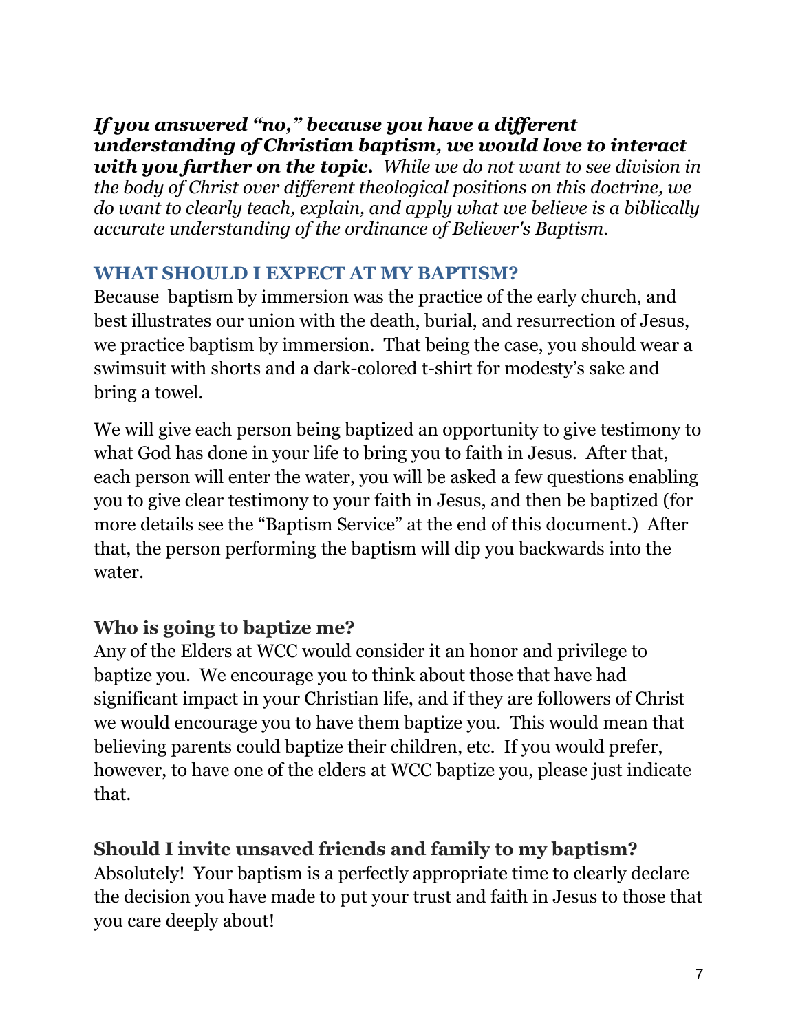***If you answered "no," because you have a different understanding of Christian baptism, we would love to interact with you further on the topic.*** *While we do not want to see division in the body of Christ over different theological positions on this doctrine, we do want to clearly teach, explain, and apply what we believe is a biblically accurate understanding of the ordinance of Believer's Baptism.*

## WHAT SHOULD I EXPECT AT MY BAPTISM?

Because baptism by immersion was the practice of the early church, and best illustrates our union with the death, burial, and resurrection of Jesus, we practice baptism by immersion. That being the case, you should wear a swimsuit with shorts and a dark-colored t-shirt for modesty's sake and bring a towel.

We will give each person being baptized an opportunity to give testimony to what God has done in your life to bring you to faith in Jesus. After that, each person will enter the water, you will be asked a few questions enabling you to give clear testimony to your faith in Jesus, and then be baptized (for more details see the "Baptism Service" at the end of this document.) After that, the person performing the baptism will dip you backwards into the water.

### Who is going to baptize me?

Any of the Elders at WCC would consider it an honor and privilege to baptize you. We encourage you to think about those that have had significant impact in your Christian life, and if they are followers of Christ we would encourage you to have them baptize you. This would mean that believing parents could baptize their children, etc. If you would prefer, however, to have one of the elders at WCC baptize you, please just indicate that.

### Should I invite unsaved friends and family to my baptism?

Absolutely! Your baptism is a perfectly appropriate time to clearly declare the decision you have made to put your trust and faith in Jesus to those that you care deeply about!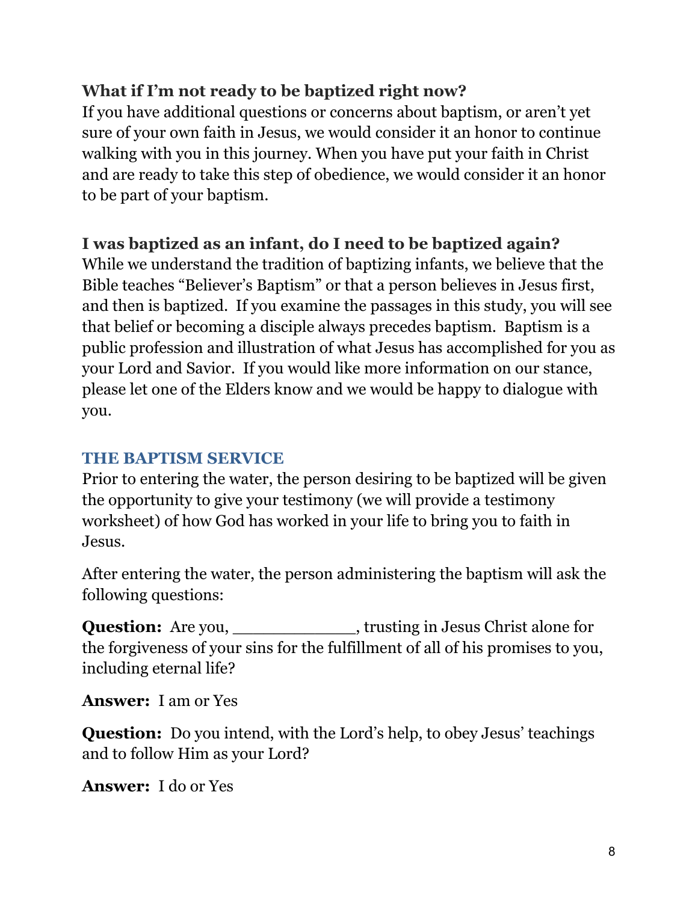**What if I'm not ready to be baptized right now?**
If you have additional questions or concerns about baptism, or aren't yet sure of your own faith in Jesus, we would consider it an honor to continue walking with you in this journey. When you have put your faith in Christ and are ready to take this step of obedience, we would consider it an honor to be part of your baptism.

**I was baptized as an infant, do I need to be baptized again?**
While we understand the tradition of baptizing infants, we believe that the Bible teaches "Believer's Baptism" or that a person believes in Jesus first, and then is baptized. If you examine the passages in this study, you will see that belief or becoming a disciple always precedes baptism. Baptism is a public profession and illustration of what Jesus has accomplished for you as your Lord and Savior. If you would like more information on our stance, please let one of the Elders know and we would be happy to dialogue with you.

## THE BAPTISM SERVICE

Prior to entering the water, the person desiring to be baptized will be given the opportunity to give your testimony (we will provide a testimony worksheet) of how God has worked in your life to bring you to faith in Jesus.

After entering the water, the person administering the baptism will ask the following questions:

**Question:** Are you, ____________, trusting in Jesus Christ alone for the forgiveness of your sins for the fulfillment of all of his promises to you, including eternal life?

**Answer:** I am or Yes

**Question:** Do you intend, with the Lord's help, to obey Jesus' teachings and to follow Him as your Lord?

**Answer:** I do or Yes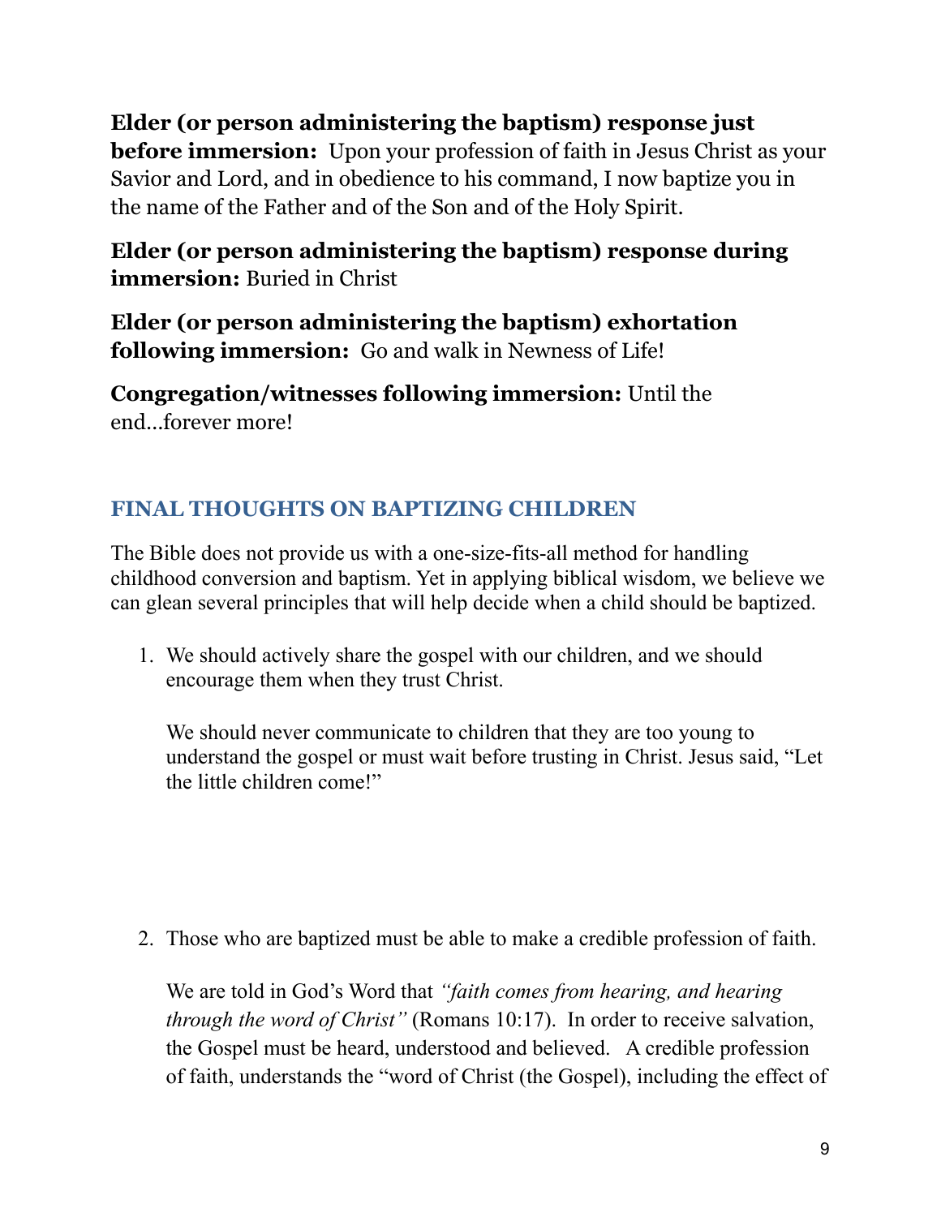**Elder (or person administering the baptism) response just before immersion:** Upon your profession of faith in Jesus Christ as your Savior and Lord, and in obedience to his command, I now baptize you in the name of the Father and of the Son and of the Holy Spirit.

**Elder (or person administering the baptism) response during immersion:** Buried in Christ

**Elder (or person administering the baptism) exhortation following immersion:** Go and walk in Newness of Life!

**Congregation/witnesses following immersion:** Until the end...forever more!

## FINAL THOUGHTS ON BAPTIZING CHILDREN

The Bible does not provide us with a one-size-fits-all method for handling childhood conversion and baptism. Yet in applying biblical wisdom, we believe we can glean several principles that will help decide when a child should be baptized.

1. We should actively share the gospel with our children, and we should encourage them when they trust Christ.

   We should never communicate to children that they are too young to understand the gospel or must wait before trusting in Christ. Jesus said, "Let the little children come!"

2. Those who are baptized must be able to make a credible profession of faith.

   We are told in God's Word that *"faith comes from hearing, and hearing through the word of Christ"* (Romans 10:17). In order to receive salvation, the Gospel must be heard, understood and believed. A credible profession of faith, understands the "word of Christ (the Gospel), including the effect of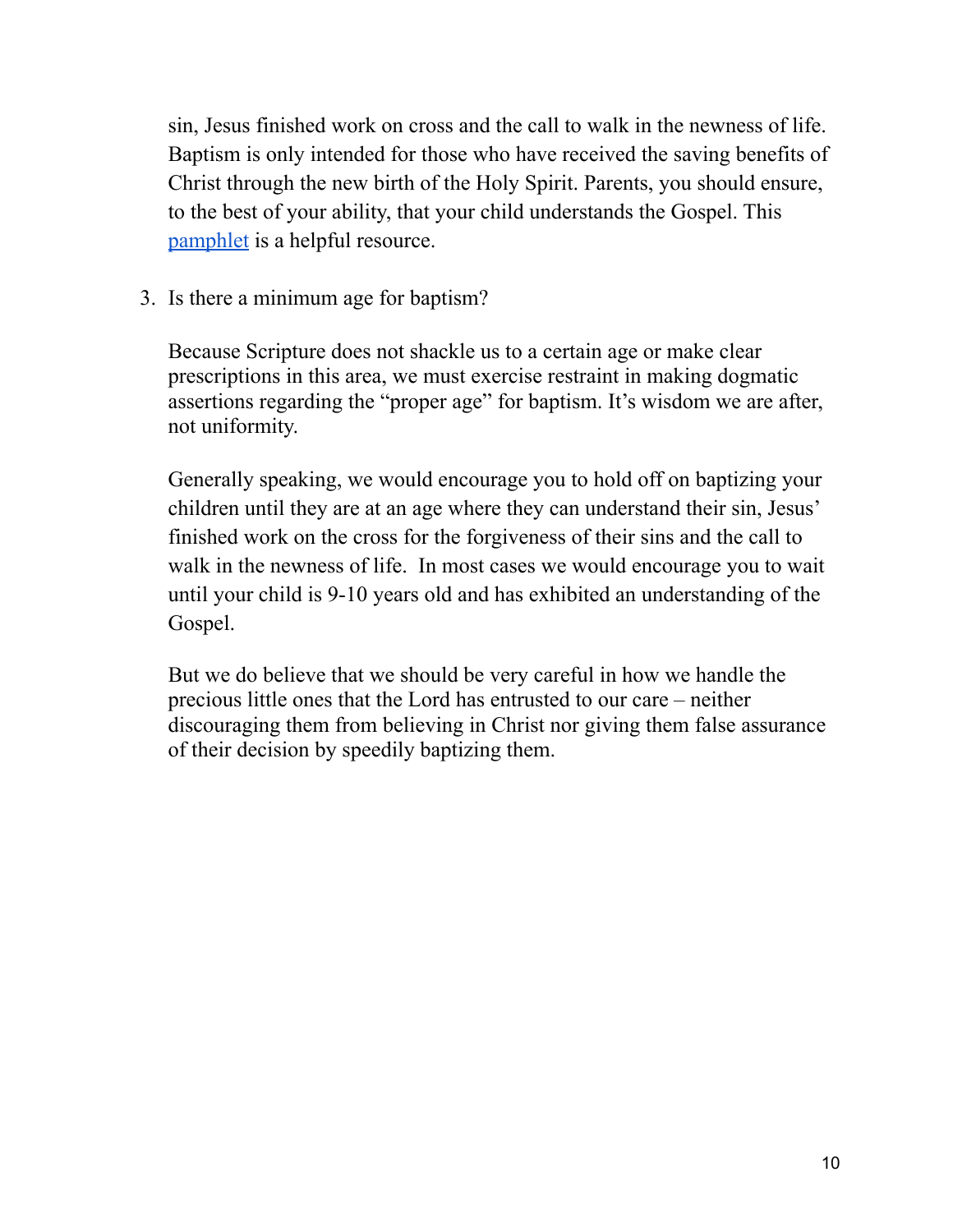sin, Jesus finished work on cross and the call to walk in the newness of life. Baptism is only intended for those who have received the saving benefits of Christ through the new birth of the Holy Spirit. Parents, you should ensure, to the best of your ability, that your child understands the Gospel. This pamphlet is a helpful resource.

3. Is there a minimum age for baptism?

   Because Scripture does not shackle us to a certain age or make clear prescriptions in this area, we must exercise restraint in making dogmatic assertions regarding the "proper age" for baptism. It's wisdom we are after, not uniformity.

   Generally speaking, we would encourage you to hold off on baptizing your children until they are at an age where they can understand their sin, Jesus' finished work on the cross for the forgiveness of their sins and the call to walk in the newness of life. In most cases we would encourage you to wait until your child is 9-10 years old and has exhibited an understanding of the Gospel.

   But we do believe that we should be very careful in how we handle the precious little ones that the Lord has entrusted to our care – neither discouraging them from believing in Christ nor giving them false assurance of their decision by speedily baptizing them.